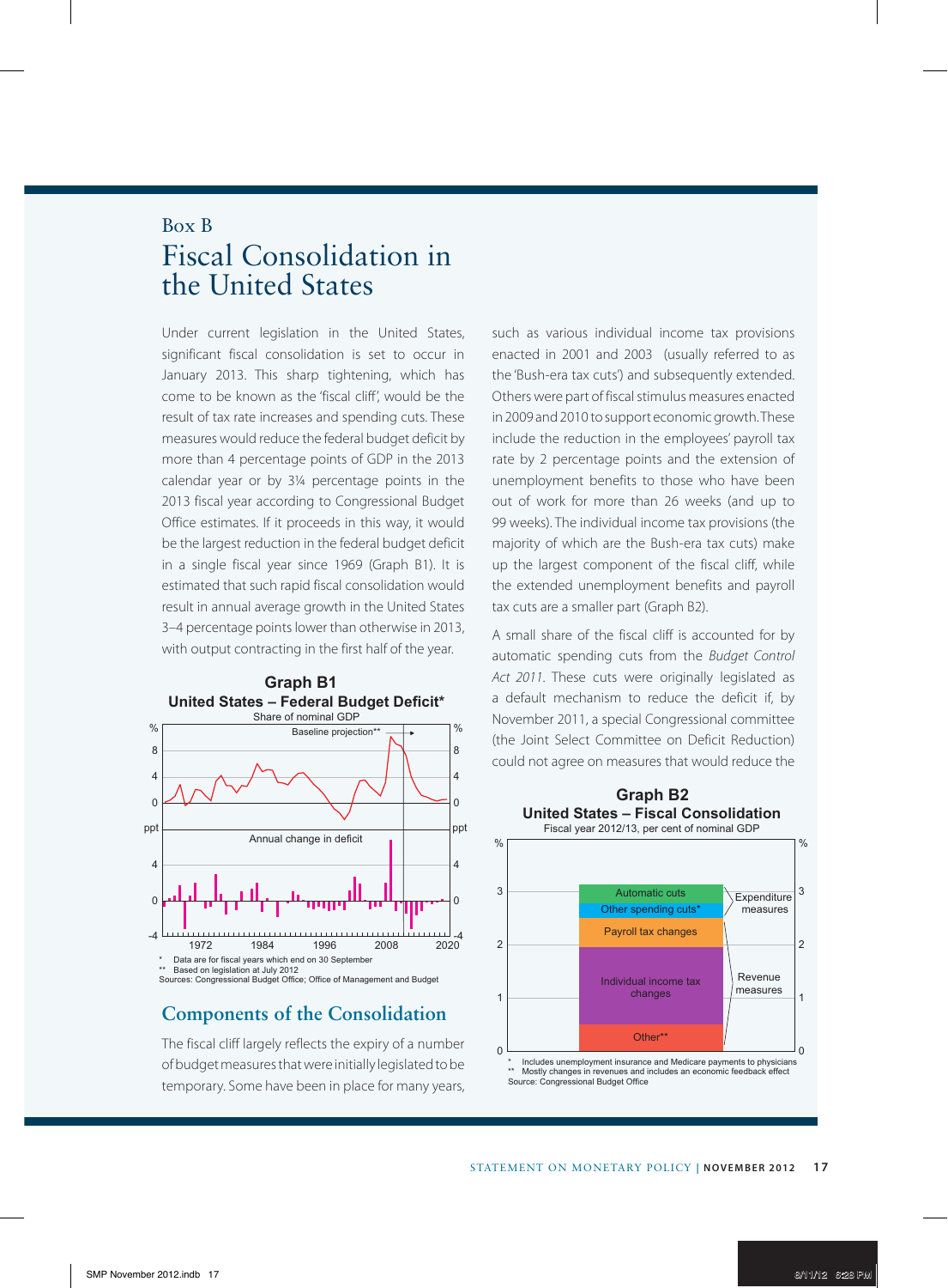Box B

# Fiscal Consolidation in the United States

Under current legislation in the United States, significant fiscal consolidation is set to occur in January 2013. This sharp tightening, which has come to be known as the 'fiscal cliff', would be the result of tax rate increases and spending cuts. These measures would reduce the federal budget deficit by more than 4 percentage points of GDP in the 2013 calendar year or by 3¼ percentage points in the 2013 fiscal year according to Congressional Budget Office estimates. If it proceeds in this way, it would be the largest reduction in the federal budget deficit in a single fiscal year since 1969 (Graph B1). It is estimated that such rapid fiscal consolidation would result in annual average growth in the United States 3–4 percentage points lower than otherwise in 2013, with output contracting in the first half of the year.

**Graph B1**
**United States – Federal Budget Deficit***
Share of nominal GDP

\* Data are for fiscal years which end on 30 September
\*\* Based on legislation at July 2012
Sources: Congressional Budget Office; Office of Management and Budget

## Components of the Consolidation

The fiscal cliff largely reflects the expiry of a number of budget measures that were initially legislated to be temporary. Some have been in place for many years, such as various individual income tax provisions enacted in 2001 and 2003 (usually referred to as the 'Bush-era tax cuts') and subsequently extended. Others were part of fiscal stimulus measures enacted in 2009 and 2010 to support economic growth. These include the reduction in the employees' payroll tax rate by 2 percentage points and the extension of unemployment benefits to those who have been out of work for more than 26 weeks (and up to 99 weeks). The individual income tax provisions (the majority of which are the Bush-era tax cuts) make up the largest component of the fiscal cliff, while the extended unemployment benefits and payroll tax cuts are a smaller part (Graph B2).

A small share of the fiscal cliff is accounted for by automatic spending cuts from the *Budget Control Act 2011*. These cuts were originally legislated as a default mechanism to reduce the deficit if, by November 2011, a special Congressional committee (the Joint Select Committee on Deficit Reduction) could not agree on measures that would reduce the

**Graph B2**
**United States – Fiscal Consolidation**
Fiscal year 2012/13, per cent of nominal GDP

\* Includes unemployment insurance and Medicare payments to physicians
\*\* Mostly changes in revenues and includes an economic feedback effect
Source: Congressional Budget Office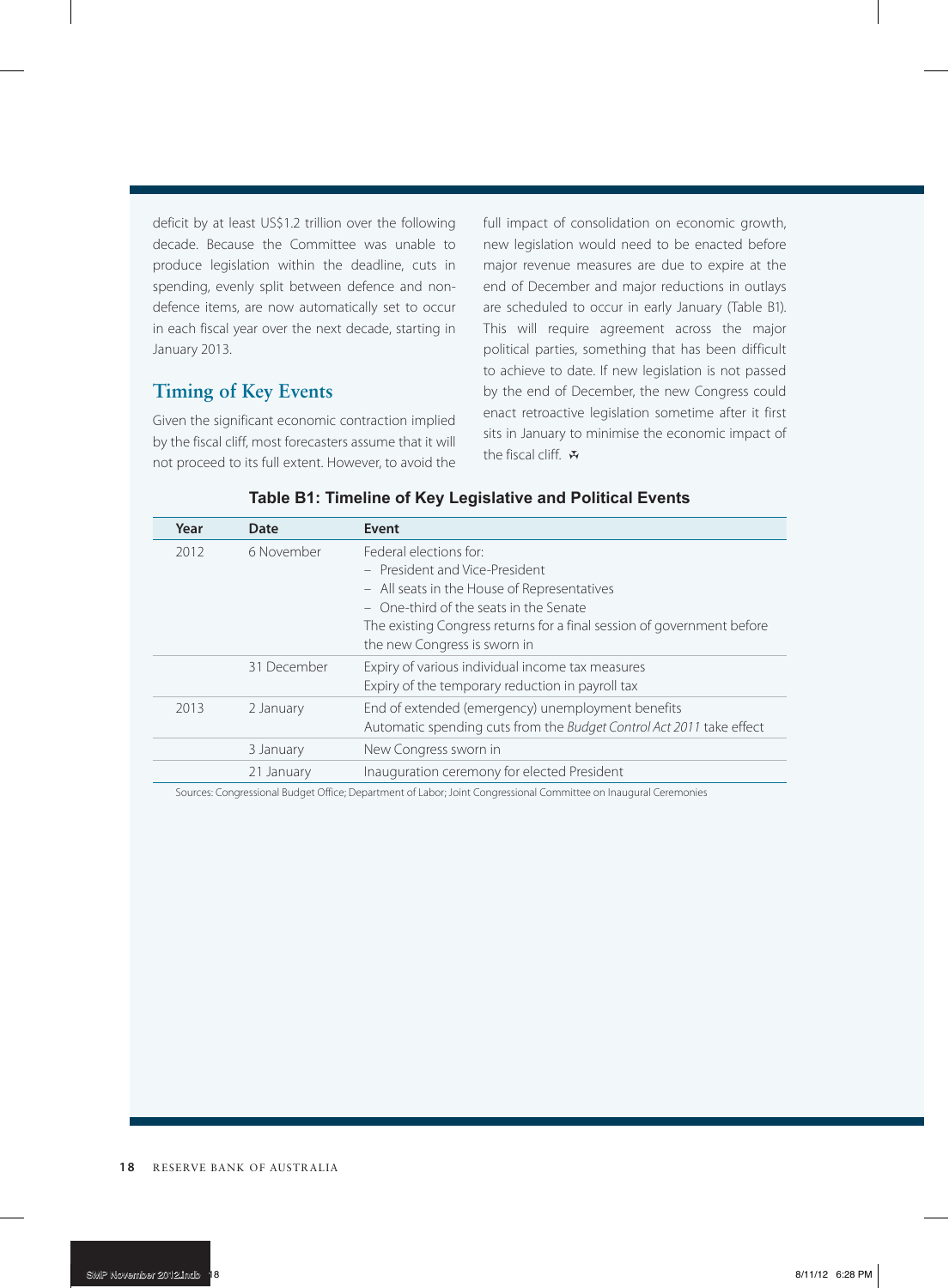deficit by at least US$1.2 trillion over the following decade. Because the Committee was unable to produce legislation within the deadline, cuts in spending, evenly split between defence and non-defence items, are now automatically set to occur in each fiscal year over the next decade, starting in January 2013.

## Timing of Key Events

Given the significant economic contraction implied by the fiscal cliff, most forecasters assume that it will not proceed to its full extent. However, to avoid the full impact of consolidation on economic growth, new legislation would need to be enacted before major revenue measures are due to expire at the end of December and major reductions in outlays are scheduled to occur in early January (Table B1). This will require agreement across the major political parties, something that has been difficult to achieve to date. If new legislation is not passed by the end of December, the new Congress could enact retroactive legislation sometime after it first sits in January to minimise the economic impact of the fiscal cliff.

**Table B1: Timeline of Key Legislative and Political Events**

| Year | Date | Event |
|---|---|---|
| 2012 | 6 November | Federal elections for:<br>– President and Vice-President<br>– All seats in the House of Representatives<br>– One-third of the seats in the Senate<br>The existing Congress returns for a final session of government before the new Congress is sworn in |
| | 31 December | Expiry of various individual income tax measures<br>Expiry of the temporary reduction in payroll tax |
| 2013 | 2 January | End of extended (emergency) unemployment benefits<br>Automatic spending cuts from the *Budget Control Act 2011* take effect |
| | 3 January | New Congress sworn in |
| | 21 January | Inauguration ceremony for elected President |

Sources: Congressional Budget Office; Department of Labor; Joint Congressional Committee on Inaugural Ceremonies